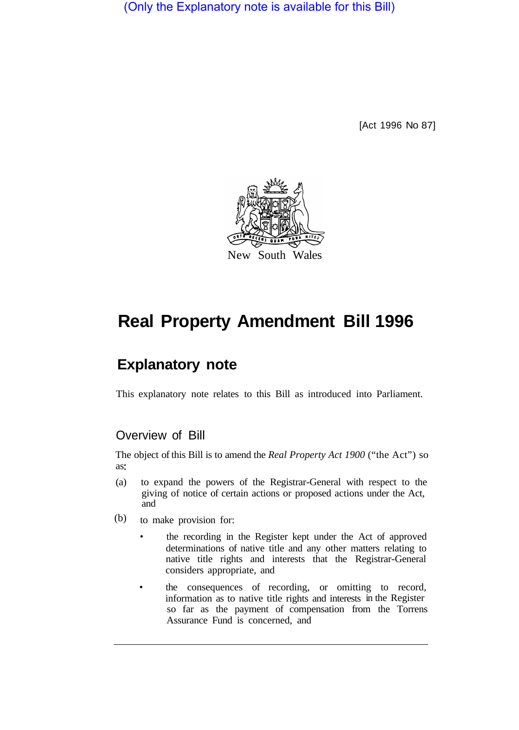(Only the Explanatory note is available for this Bill)

[Act 1996 No 87]

New South Wales

# Real Property Amendment Bill 1996

## Explanatory note

This explanatory note relates to this Bill as introduced into Parliament.

### Overview of Bill

The object of this Bill is to amend the *Real Property Act 1900* ("the Act") so as:

(a) to expand the powers of the Registrar-General with respect to the giving of notice of certain actions or proposed actions under the Act, and

(b) to make provision for:

- the recording in the Register kept under the Act of approved determinations of native title and any other matters relating to native title rights and interests that the Registrar-General considers appropriate, and
- the consequences of recording, or omitting to record, information as to native title rights and interests in the Register so far as the payment of compensation from the Torrens Assurance Fund is concerned, and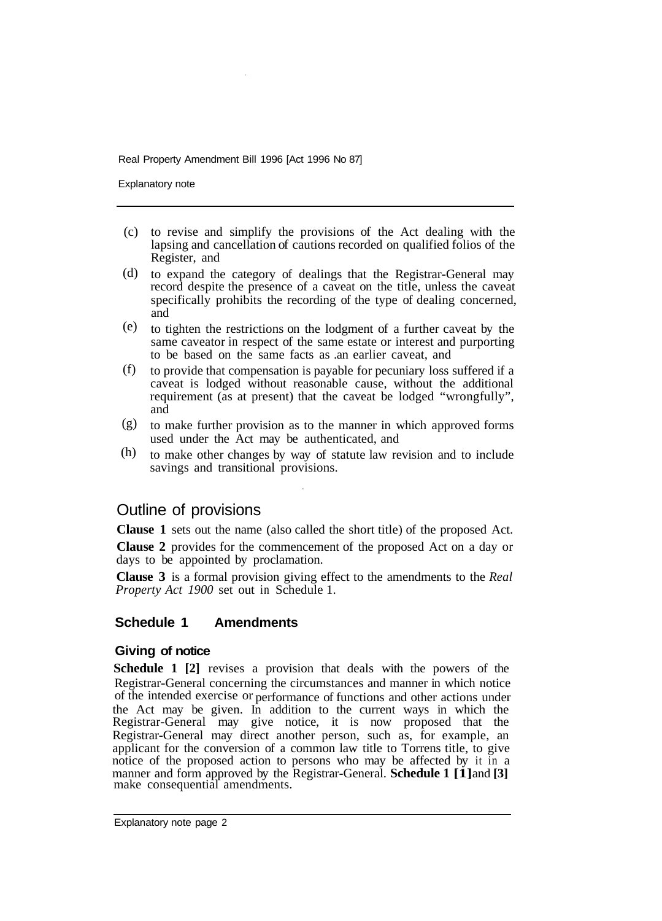(c) to revise and simplify the provisions of the Act dealing with the lapsing and cancellation of cautions recorded on qualified folios of the Register, and

(d) to expand the category of dealings that the Registrar-General may record despite the presence of a caveat on the title, unless the caveat specifically prohibits the recording of the type of dealing concerned, and

(e) to tighten the restrictions on the lodgment of a further caveat by the same caveator in respect of the same estate or interest and purporting to be based on the same facts as an earlier caveat, and

(f) to provide that compensation is payable for pecuniary loss suffered if a caveat is lodged without reasonable cause, without the additional requirement (as at present) that the caveat be lodged "wrongfully", and

(g) to make further provision as to the manner in which approved forms used under the Act may be authenticated, and

(h) to make other changes by way of statute law revision and to include savings and transitional provisions.

## Outline of provisions

**Clause 1** sets out the name (also called the short title) of the proposed Act.

**Clause 2** provides for the commencement of the proposed Act on a day or days to be appointed by proclamation.

**Clause 3** is a formal provision giving effect to the amendments to the *Real Property Act 1900* set out in Schedule 1.

### Schedule 1 Amendments

#### Giving of notice

**Schedule 1 [2]** revises a provision that deals with the powers of the Registrar-General concerning the circumstances and manner in which notice of the intended exercise or performance of functions and other actions under the Act may be given. In addition to the current ways in which the Registrar-General may give notice, it is now proposed that the Registrar-General may direct another person, such as, for example, an applicant for the conversion of a common law title to Torrens title, to give notice of the proposed action to persons who may be affected by it in a manner and form approved by the Registrar-General. **Schedule 1 [1]** and **[3]** make consequential amendments.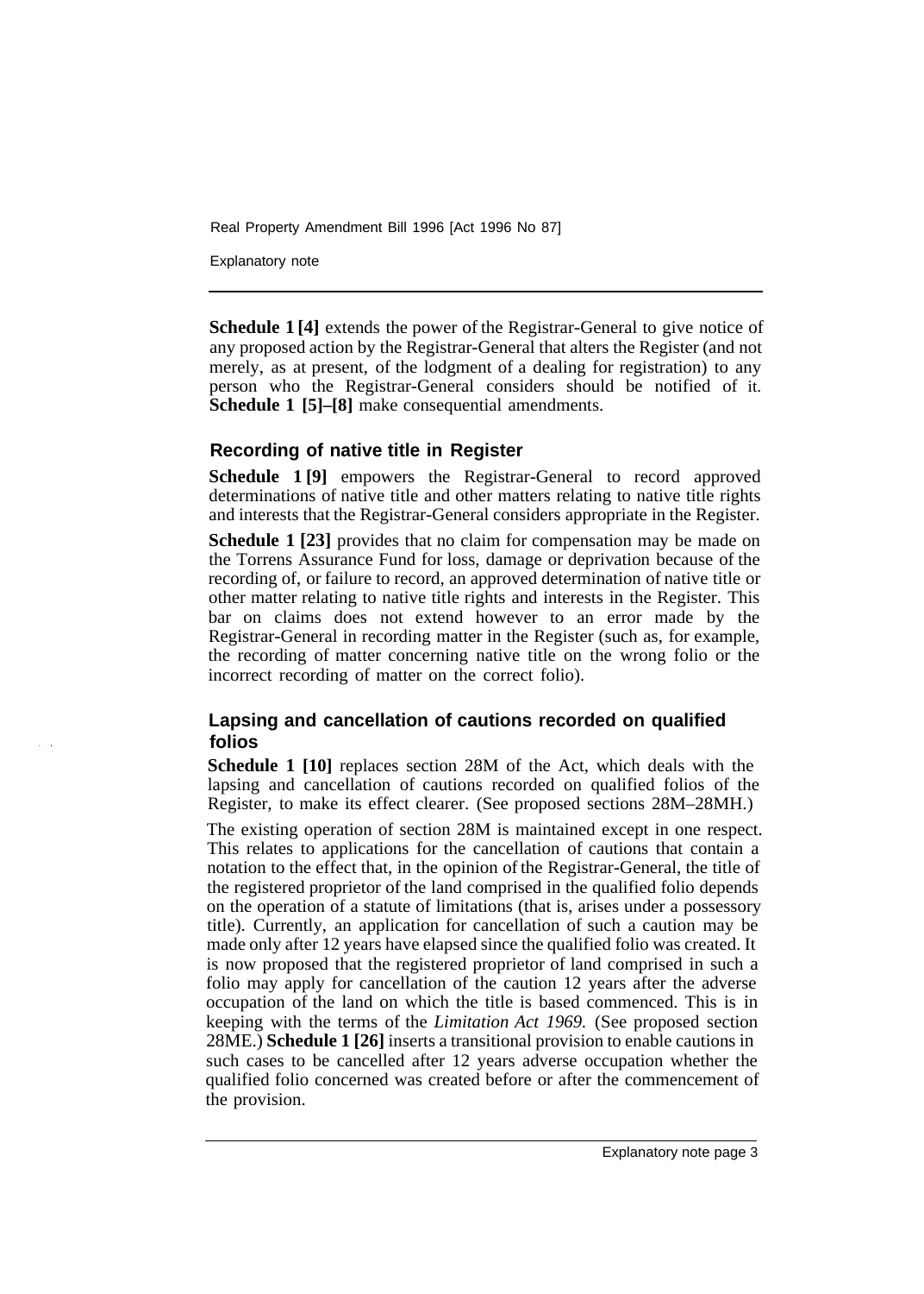**Schedule 1 [4]** extends the power of the Registrar-General to give notice of any proposed action by the Registrar-General that alters the Register (and not merely, as at present, of the lodgment of a dealing for registration) to any person who the Registrar-General considers should be notified of it. **Schedule 1 [5]–[8]** make consequential amendments.

### Recording of native title in Register

**Schedule 1 [9]** empowers the Registrar-General to record approved determinations of native title and other matters relating to native title rights and interests that the Registrar-General considers appropriate in the Register.

**Schedule 1 [23]** provides that no claim for compensation may be made on the Torrens Assurance Fund for loss, damage or deprivation because of the recording of, or failure to record, an approved determination of native title or other matter relating to native title rights and interests in the Register. This bar on claims does not extend however to an error made by the Registrar-General in recording matter in the Register (such as, for example, the recording of matter concerning native title on the wrong folio or the incorrect recording of matter on the correct folio).

### Lapsing and cancellation of cautions recorded on qualified folios

**Schedule 1 [10]** replaces section 28M of the Act, which deals with the lapsing and cancellation of cautions recorded on qualified folios of the Register, to make its effect clearer. (See proposed sections 28M–28MH.)

The existing operation of section 28M is maintained except in one respect. This relates to applications for the cancellation of cautions that contain a notation to the effect that, in the opinion of the Registrar-General, the title of the registered proprietor of the land comprised in the qualified folio depends on the operation of a statute of limitations (that is, arises under a possessory title). Currently, an application for cancellation of such a caution may be made only after 12 years have elapsed since the qualified folio was created. It is now proposed that the registered proprietor of land comprised in such a folio may apply for cancellation of the caution 12 years after the adverse occupation of the land on which the title is based commenced. This is in keeping with the terms of the *Limitation Act 1969*. (See proposed section 28ME.) **Schedule 1 [26]** inserts a transitional provision to enable cautions in such cases to be cancelled after 12 years adverse occupation whether the qualified folio concerned was created before or after the commencement of the provision.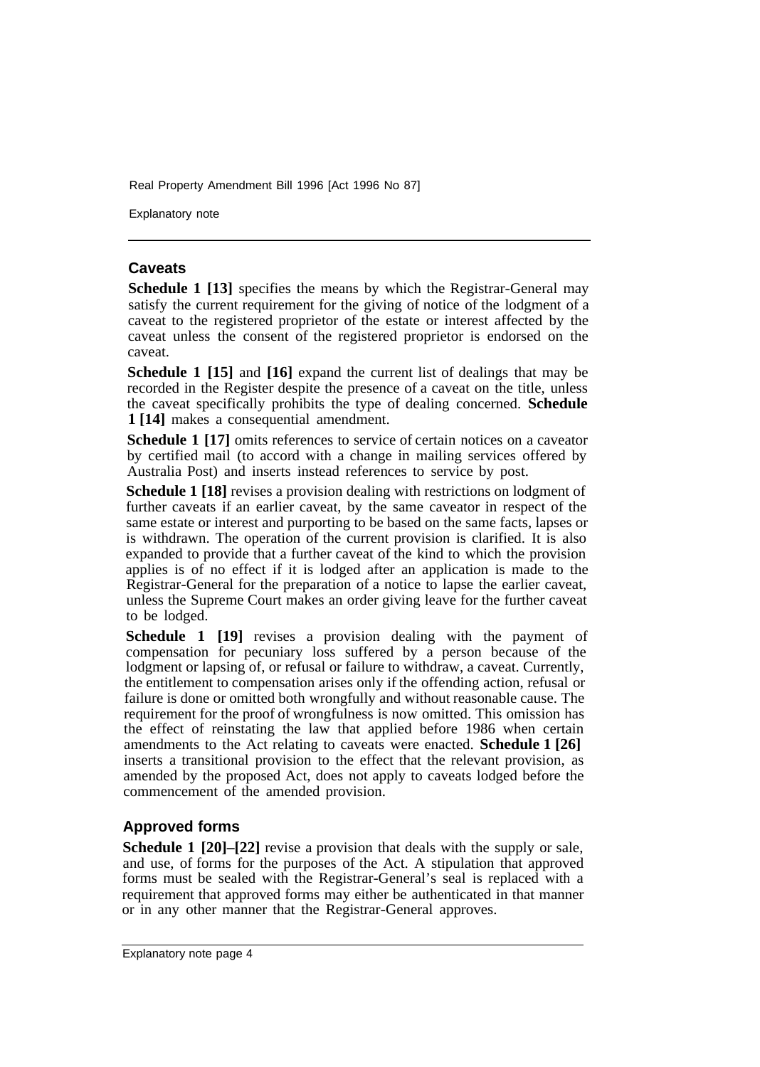## Caveats

**Schedule 1 [13]** specifies the means by which the Registrar-General may satisfy the current requirement for the giving of notice of the lodgment of a caveat to the registered proprietor of the estate or interest affected by the caveat unless the consent of the registered proprietor is endorsed on the caveat.

**Schedule 1 [15]** and **[16]** expand the current list of dealings that may be recorded in the Register despite the presence of a caveat on the title, unless the caveat specifically prohibits the type of dealing concerned. **Schedule 1 [14]** makes a consequential amendment.

**Schedule 1 [17]** omits references to service of certain notices on a caveator by certified mail (to accord with a change in mailing services offered by Australia Post) and inserts instead references to service by post.

**Schedule 1 [18]** revises a provision dealing with restrictions on lodgment of further caveats if an earlier caveat, by the same caveator in respect of the same estate or interest and purporting to be based on the same facts, lapses or is withdrawn. The operation of the current provision is clarified. It is also expanded to provide that a further caveat of the kind to which the provision applies is of no effect if it is lodged after an application is made to the Registrar-General for the preparation of a notice to lapse the earlier caveat, unless the Supreme Court makes an order giving leave for the further caveat to be lodged.

**Schedule 1 [19]** revises a provision dealing with the payment of compensation for pecuniary loss suffered by a person because of the lodgment or lapsing of, or refusal or failure to withdraw, a caveat. Currently, the entitlement to compensation arises only if the offending action, refusal or failure is done or omitted both wrongfully and without reasonable cause. The requirement for the proof of wrongfulness is now omitted. This omission has the effect of reinstating the law that applied before 1986 when certain amendments to the Act relating to caveats were enacted. **Schedule 1 [26]** inserts a transitional provision to the effect that the relevant provision, as amended by the proposed Act, does not apply to caveats lodged before the commencement of the amended provision.

## Approved forms

**Schedule 1 [20]–[22]** revise a provision that deals with the supply or sale, and use, of forms for the purposes of the Act. A stipulation that approved forms must be sealed with the Registrar-General's seal is replaced with a requirement that approved forms may either be authenticated in that manner or in any other manner that the Registrar-General approves.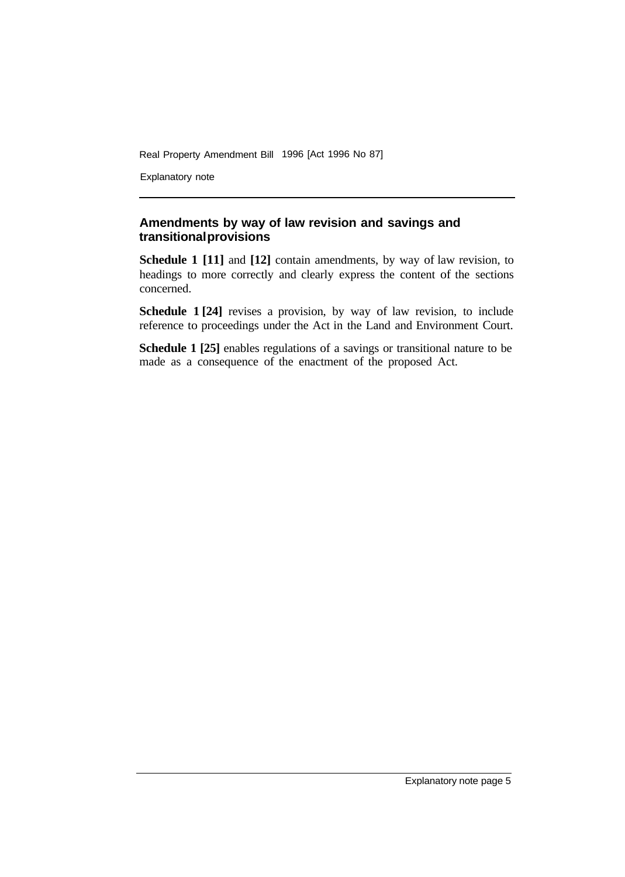## Amendments by way of law revision and savings and transitional provisions

**Schedule 1 [11]** and **[12]** contain amendments, by way of law revision, to headings to more correctly and clearly express the content of the sections concerned.

**Schedule 1 [24]** revises a provision, by way of law revision, to include reference to proceedings under the Act in the Land and Environment Court.

**Schedule 1 [25]** enables regulations of a savings or transitional nature to be made as a consequence of the enactment of the proposed Act.